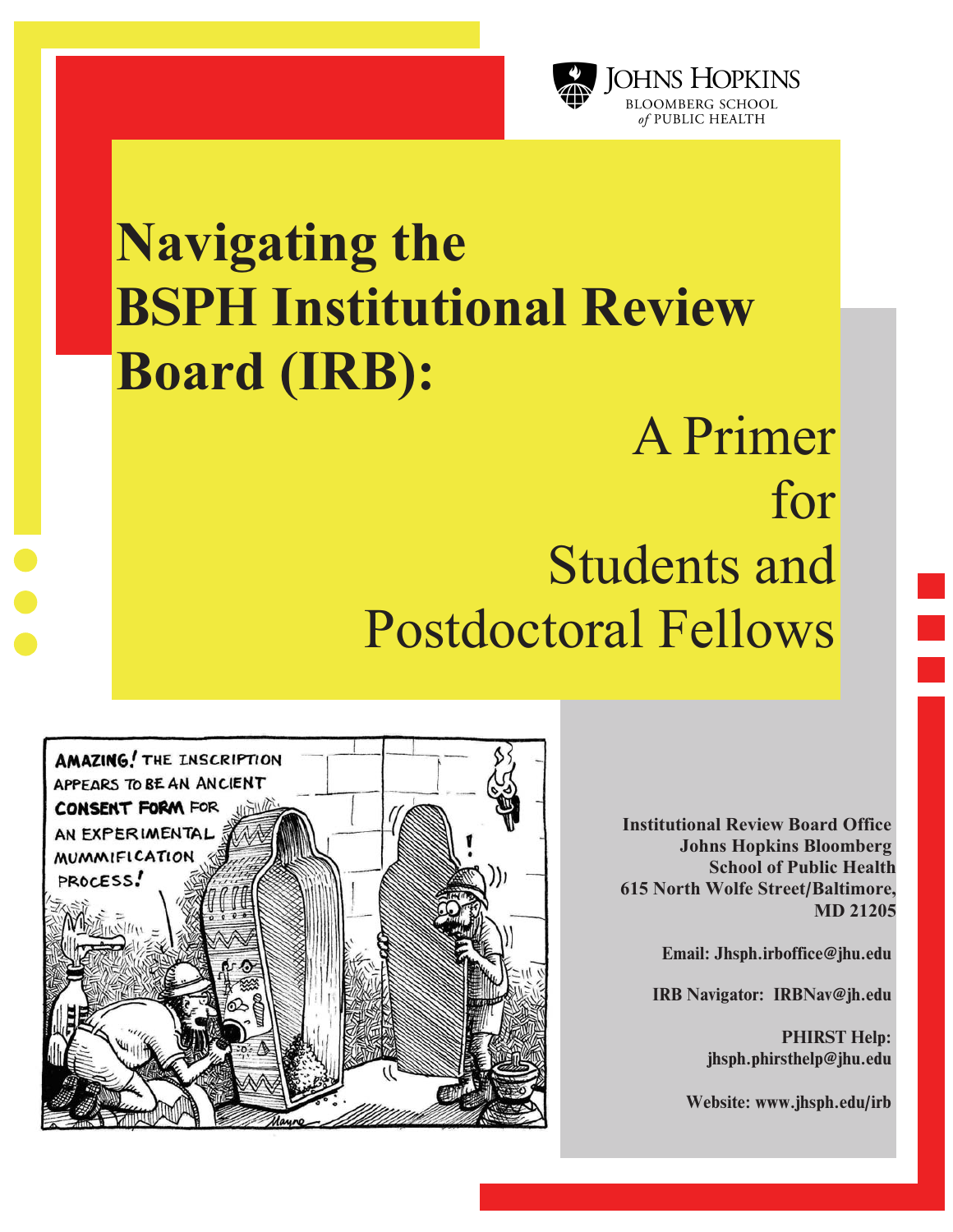# Navigating the BSPH Institutional Review Board (IRB):

## A Primer for Students and Postdoctoral Fellows

**Institutional Review Board Office**
**Johns Hopkins Bloomberg School of Public Health**
**615 North Wolfe Street/Baltimore, MD 21205**

**Email: Jhsph.irboffice@jhu.edu**

**IRB Navigator: IRBNav@jh.edu**

**PHIRST Help: jhsph.phirsthelp@jhu.edu**

**Website: www.jhsph.edu/irb**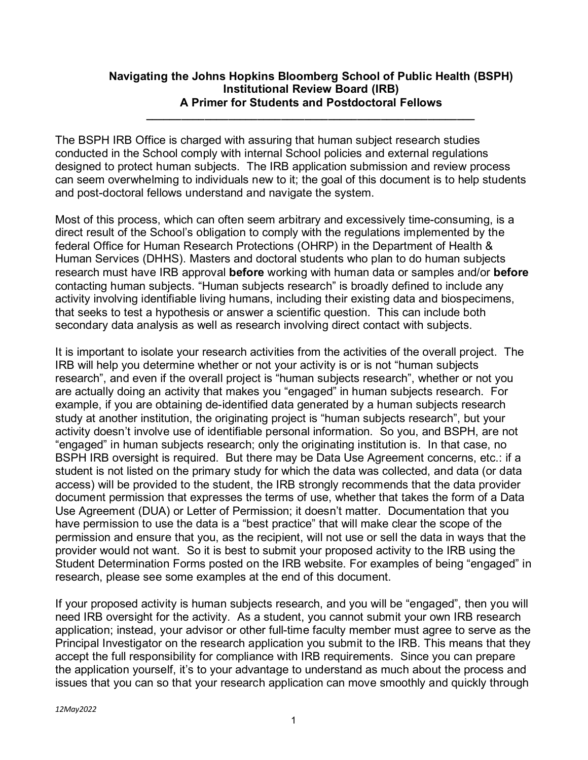**Navigating the Johns Hopkins Bloomberg School of Public Health (BSPH) Institutional Review Board (IRB) A Primer for Students and Postdoctoral Fellows**

---

The BSPH IRB Office is charged with assuring that human subject research studies conducted in the School comply with internal School policies and external regulations designed to protect human subjects. The IRB application submission and review process can seem overwhelming to individuals new to it; the goal of this document is to help students and post-doctoral fellows understand and navigate the system.

Most of this process, which can often seem arbitrary and excessively time-consuming, is a direct result of the School's obligation to comply with the regulations implemented by the federal Office for Human Research Protections (OHRP) in the Department of Health & Human Services (DHHS). Masters and doctoral students who plan to do human subjects research must have IRB approval **before** working with human data or samples and/or **before** contacting human subjects. "Human subjects research" is broadly defined to include any activity involving identifiable living humans, including their existing data and biospecimens, that seeks to test a hypothesis or answer a scientific question. This can include both secondary data analysis as well as research involving direct contact with subjects.

It is important to isolate your research activities from the activities of the overall project. The IRB will help you determine whether or not your activity is or is not "human subjects research", and even if the overall project is "human subjects research", whether or not you are actually doing an activity that makes you "engaged" in human subjects research. For example, if you are obtaining de-identified data generated by a human subjects research study at another institution, the originating project is "human subjects research", but your activity doesn't involve use of identifiable personal information. So you, and BSPH, are not "engaged" in human subjects research; only the originating institution is. In that case, no BSPH IRB oversight is required. But there may be Data Use Agreement concerns, etc.: if a student is not listed on the primary study for which the data was collected, and data (or data access) will be provided to the student, the IRB strongly recommends that the data provider document permission that expresses the terms of use, whether that takes the form of a Data Use Agreement (DUA) or Letter of Permission; it doesn't matter. Documentation that you have permission to use the data is a "best practice" that will make clear the scope of the permission and ensure that you, as the recipient, will not use or sell the data in ways that the provider would not want. So it is best to submit your proposed activity to the IRB using the Student Determination Forms posted on the IRB website. For examples of being "engaged" in research, please see some examples at the end of this document.

If your proposed activity is human subjects research, and you will be "engaged", then you will need IRB oversight for the activity. As a student, you cannot submit your own IRB research application; instead, your advisor or other full-time faculty member must agree to serve as the Principal Investigator on the research application you submit to the IRB. This means that they accept the full responsibility for compliance with IRB requirements. Since you can prepare the application yourself, it's to your advantage to understand as much about the process and issues that you can so that your research application can move smoothly and quickly through

*12May2022*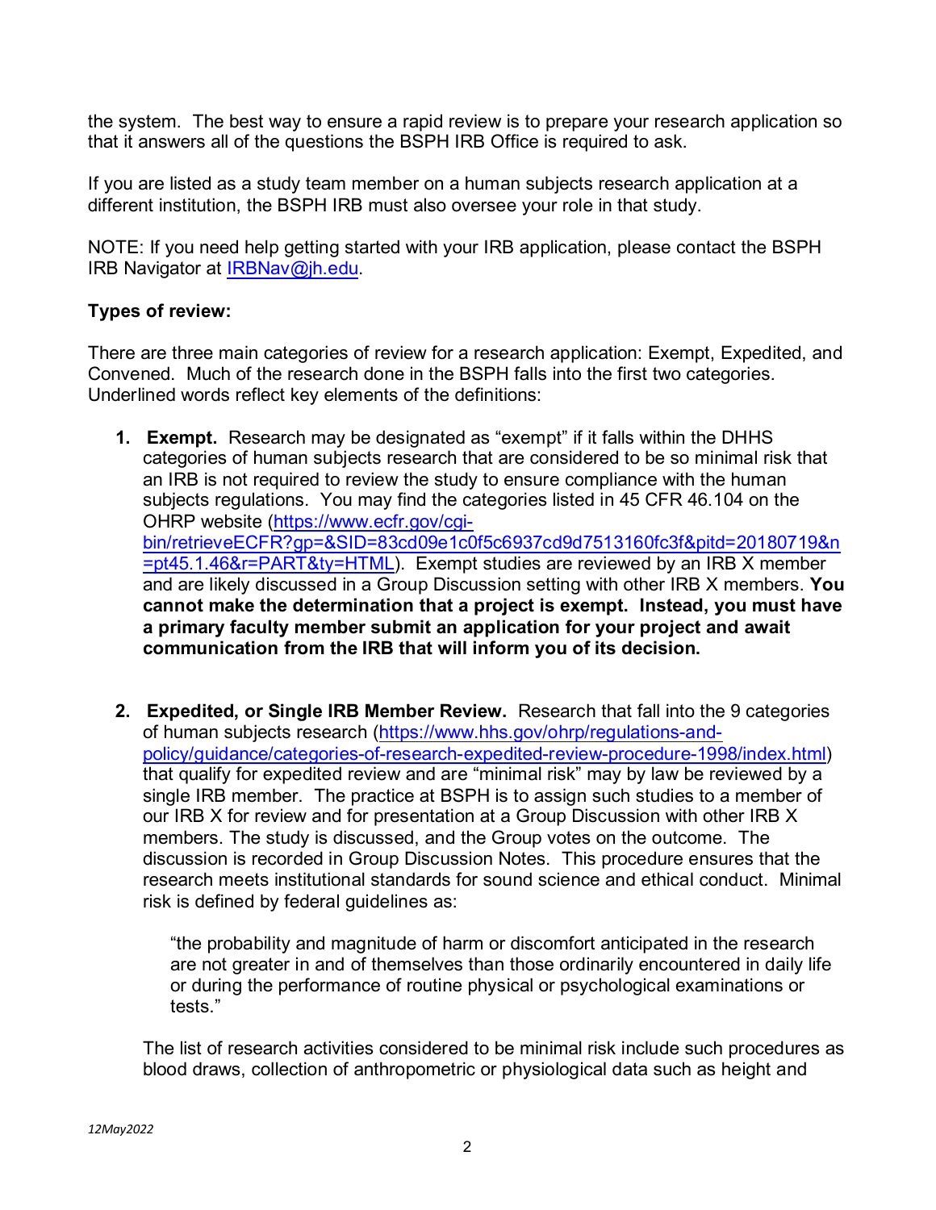the system. The best way to ensure a rapid review is to prepare your research application so that it answers all of the questions the BSPH IRB Office is required to ask.

If you are listed as a study team member on a human subjects research application at a different institution, the BSPH IRB must also oversee your role in that study.

NOTE: If you need help getting started with your IRB application, please contact the BSPH IRB Navigator at [IRBNav@jh.edu](mailto:IRBNav@jh.edu).

**Types of review:**

There are three main categories of review for a research application: Exempt, Expedited, and Convened. Much of the research done in the BSPH falls into the first two categories. Underlined words reflect key elements of the definitions:

1. **Exempt.** Research may be designated as "exempt" if it falls within the DHHS categories of human subjects research that are considered to be so minimal risk that an IRB is not required to review the study to ensure compliance with the human subjects regulations. You may find the categories listed in 45 CFR 46.104 on the OHRP website ([https://www.ecfr.gov/cgi-bin/retrieveECFR?gp=&SID=83cd09e1c0f5c6937cd9d7513160fc3f&pitd=20180719&n=pt45.1.46&r=PART&ty=HTML](https://www.ecfr.gov/cgi-bin/retrieveECFR?gp=&SID=83cd09e1c0f5c6937cd9d7513160fc3f&pitd=20180719&n=pt45.1.46&r=PART&ty=HTML)). Exempt studies are reviewed by an IRB X member and are likely discussed in a Group Discussion setting with other IRB X members. **You cannot make the determination that a project is exempt. Instead, you must have a primary faculty member submit an application for your project and await communication from the IRB that will inform you of its decision.**

2. **Expedited, or Single IRB Member Review.** Research that fall into the 9 categories of human subjects research ([https://www.hhs.gov/ohrp/regulations-and-policy/guidance/categories-of-research-expedited-review-procedure-1998/index.html](https://www.hhs.gov/ohrp/regulations-and-policy/guidance/categories-of-research-expedited-review-procedure-1998/index.html)) that qualify for expedited review and are "minimal risk" may by law be reviewed by a single IRB member. The practice at BSPH is to assign such studies to a member of our IRB X for review and for presentation at a Group Discussion with other IRB X members. The study is discussed, and the Group votes on the outcome. The discussion is recorded in Group Discussion Notes. This procedure ensures that the research meets institutional standards for sound science and ethical conduct. Minimal risk is defined by federal guidelines as:

   > "the probability and magnitude of harm or discomfort anticipated in the research are not greater in and of themselves than those ordinarily encountered in daily life or during the performance of routine physical or psychological examinations or tests."

   The list of research activities considered to be minimal risk include such procedures as blood draws, collection of anthropometric or physiological data such as height and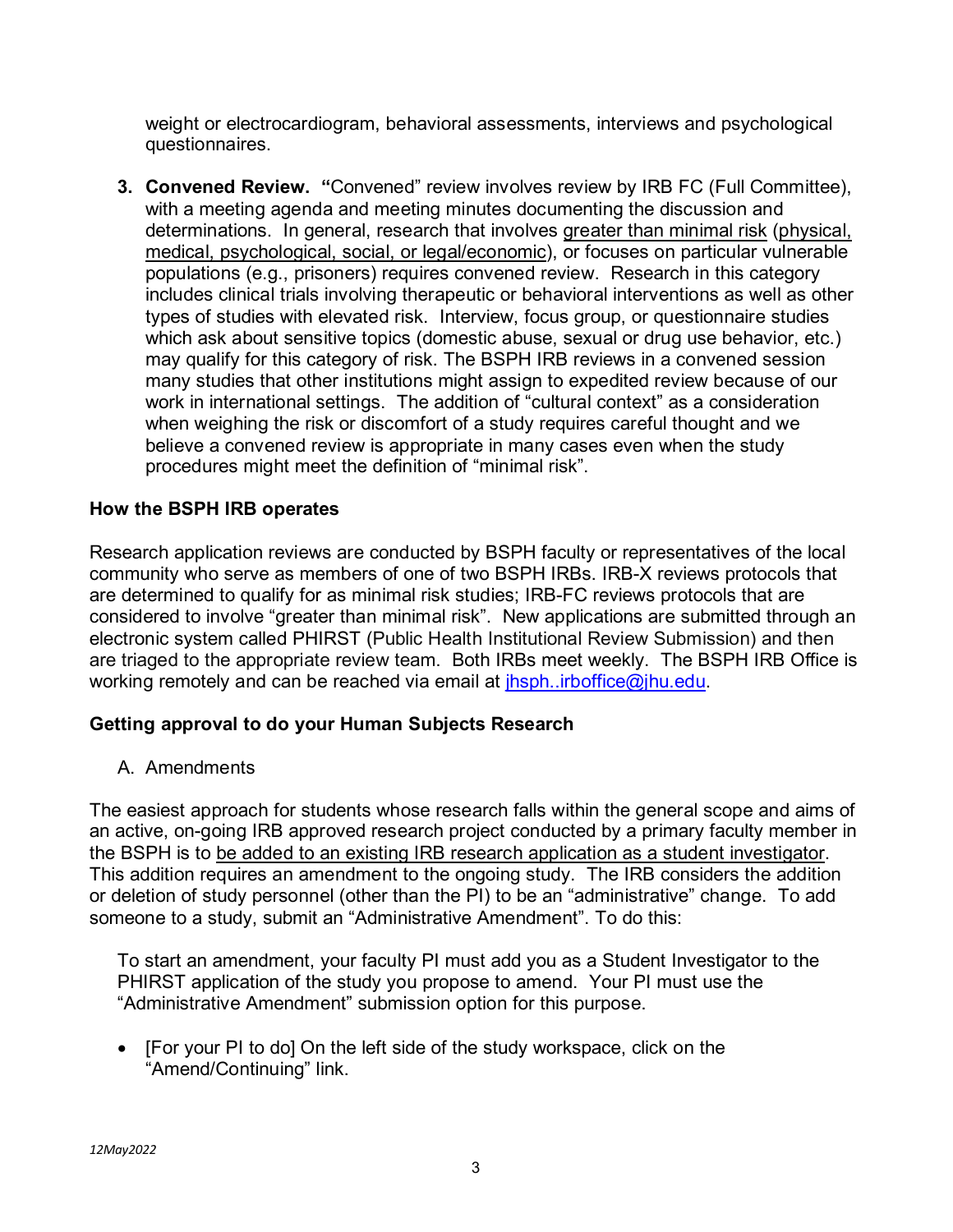weight or electrocardiogram, behavioral assessments, interviews and psychological questionnaires.

3. **Convened Review.** "Convened" review involves review by IRB FC (Full Committee), with a meeting agenda and meeting minutes documenting the discussion and determinations. In general, research that involves greater than minimal risk (physical, medical, psychological, social, or legal/economic), or focuses on particular vulnerable populations (e.g., prisoners) requires convened review. Research in this category includes clinical trials involving therapeutic or behavioral interventions as well as other types of studies with elevated risk. Interview, focus group, or questionnaire studies which ask about sensitive topics (domestic abuse, sexual or drug use behavior, etc.) may qualify for this category of risk. The BSPH IRB reviews in a convened session many studies that other institutions might assign to expedited review because of our work in international settings. The addition of "cultural context" as a consideration when weighing the risk or discomfort of a study requires careful thought and we believe a convened review is appropriate in many cases even when the study procedures might meet the definition of "minimal risk".

## How the BSPH IRB operates

Research application reviews are conducted by BSPH faculty or representatives of the local community who serve as members of one of two BSPH IRBs. IRB-X reviews protocols that are determined to qualify for as minimal risk studies; IRB-FC reviews protocols that are considered to involve "greater than minimal risk". New applications are submitted through an electronic system called PHIRST (Public Health Institutional Review Submission) and then are triaged to the appropriate review team. Both IRBs meet weekly. The BSPH IRB Office is working remotely and can be reached via email at jhsph..irboffice@jhu.edu.

## Getting approval to do your Human Subjects Research

A. Amendments

The easiest approach for students whose research falls within the general scope and aims of an active, on-going IRB approved research project conducted by a primary faculty member in the BSPH is to be added to an existing IRB research application as a student investigator. This addition requires an amendment to the ongoing study. The IRB considers the addition or deletion of study personnel (other than the PI) to be an "administrative" change. To add someone to a study, submit an "Administrative Amendment". To do this:

To start an amendment, your faculty PI must add you as a Student Investigator to the PHIRST application of the study you propose to amend. Your PI must use the "Administrative Amendment" submission option for this purpose.

- [For your PI to do] On the left side of the study workspace, click on the "Amend/Continuing" link.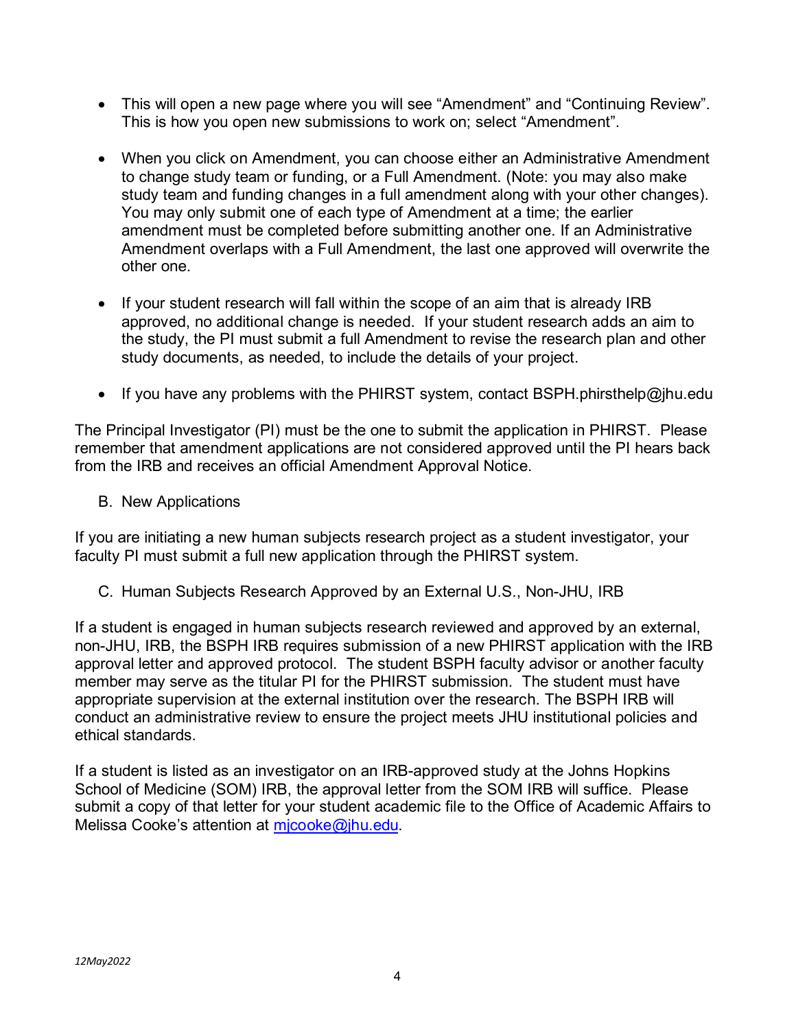- This will open a new page where you will see "Amendment" and "Continuing Review". This is how you open new submissions to work on; select "Amendment".

- When you click on Amendment, you can choose either an Administrative Amendment to change study team or funding, or a Full Amendment. (Note: you may also make study team and funding changes in a full amendment along with your other changes). You may only submit one of each type of Amendment at a time; the earlier amendment must be completed before submitting another one. If an Administrative Amendment overlaps with a Full Amendment, the last one approved will overwrite the other one.

- If your student research will fall within the scope of an aim that is already IRB approved, no additional change is needed. If your student research adds an aim to the study, the PI must submit a full Amendment to revise the research plan and other study documents, as needed, to include the details of your project.

- If you have any problems with the PHIRST system, contact BSPH.phirsthelp@jhu.edu

The Principal Investigator (PI) must be the one to submit the application in PHIRST. Please remember that amendment applications are not considered approved until the PI hears back from the IRB and receives an official Amendment Approval Notice.

B. New Applications

If you are initiating a new human subjects research project as a student investigator, your faculty PI must submit a full new application through the PHIRST system.

C. Human Subjects Research Approved by an External U.S., Non-JHU, IRB

If a student is engaged in human subjects research reviewed and approved by an external, non-JHU, IRB, the BSPH IRB requires submission of a new PHIRST application with the IRB approval letter and approved protocol. The student BSPH faculty advisor or another faculty member may serve as the titular PI for the PHIRST submission. The student must have appropriate supervision at the external institution over the research. The BSPH IRB will conduct an administrative review to ensure the project meets JHU institutional policies and ethical standards.

If a student is listed as an investigator on an IRB-approved study at the Johns Hopkins School of Medicine (SOM) IRB, the approval letter from the SOM IRB will suffice. Please submit a copy of that letter for your student academic file to the Office of Academic Affairs to Melissa Cooke's attention at mjcooke@jhu.edu.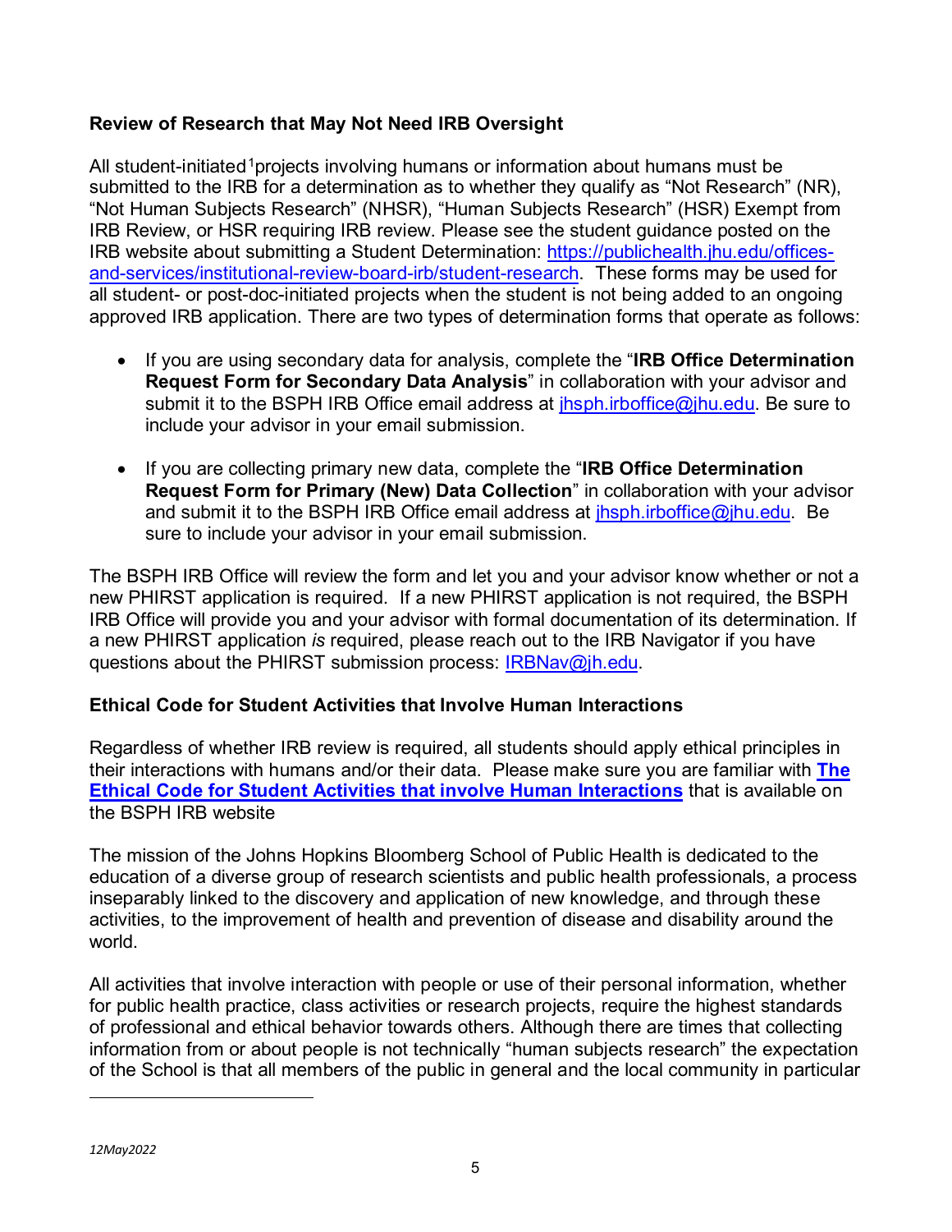**Review of Research that May Not Need IRB Oversight**

All student-initiated[1] projects involving humans or information about humans must be submitted to the IRB for a determination as to whether they qualify as "Not Research" (NR), "Not Human Subjects Research" (NHSR), "Human Subjects Research" (HSR) Exempt from IRB Review, or HSR requiring IRB review. Please see the student guidance posted on the IRB website about submitting a Student Determination: [https://publichealth.jhu.edu/offices-and-services/institutional-review-board-irb/student-research](https://publichealth.jhu.edu/offices-and-services/institutional-review-board-irb/student-research). These forms may be used for all student- or post-doc-initiated projects when the student is not being added to an ongoing approved IRB application. There are two types of determination forms that operate as follows:

- If you are using secondary data for analysis, complete the "**IRB Office Determination Request Form for Secondary Data Analysis**" in collaboration with your advisor and submit it to the BSPH IRB Office email address at jhsph.irboffice@jhu.edu. Be sure to include your advisor in your email submission.

- If you are collecting primary new data, complete the "**IRB Office Determination Request Form for Primary (New) Data Collection**" in collaboration with your advisor and submit it to the BSPH IRB Office email address at jhsph.irboffice@jhu.edu. Be sure to include your advisor in your email submission.

The BSPH IRB Office will review the form and let you and your advisor know whether or not a new PHIRST application is required. If a new PHIRST application is not required, the BSPH IRB Office will provide you and your advisor with formal documentation of its determination. If a new PHIRST application *is* required, please reach out to the IRB Navigator if you have questions about the PHIRST submission process: IRBNav@jh.edu.

**Ethical Code for Student Activities that Involve Human Interactions**

Regardless of whether IRB review is required, all students should apply ethical principles in their interactions with humans and/or their data. Please make sure you are familiar with **The Ethical Code for Student Activities that involve Human Interactions** that is available on the BSPH IRB website

The mission of the Johns Hopkins Bloomberg School of Public Health is dedicated to the education of a diverse group of research scientists and public health professionals, a process inseparably linked to the discovery and application of new knowledge, and through these activities, to the improvement of health and prevention of disease and disability around the world.

All activities that involve interaction with people or use of their personal information, whether for public health practice, class activities or research projects, require the highest standards of professional and ethical behavior towards others. Although there are times that collecting information from or about people is not technically "human subjects research" the expectation of the School is that all members of the public in general and the local community in particular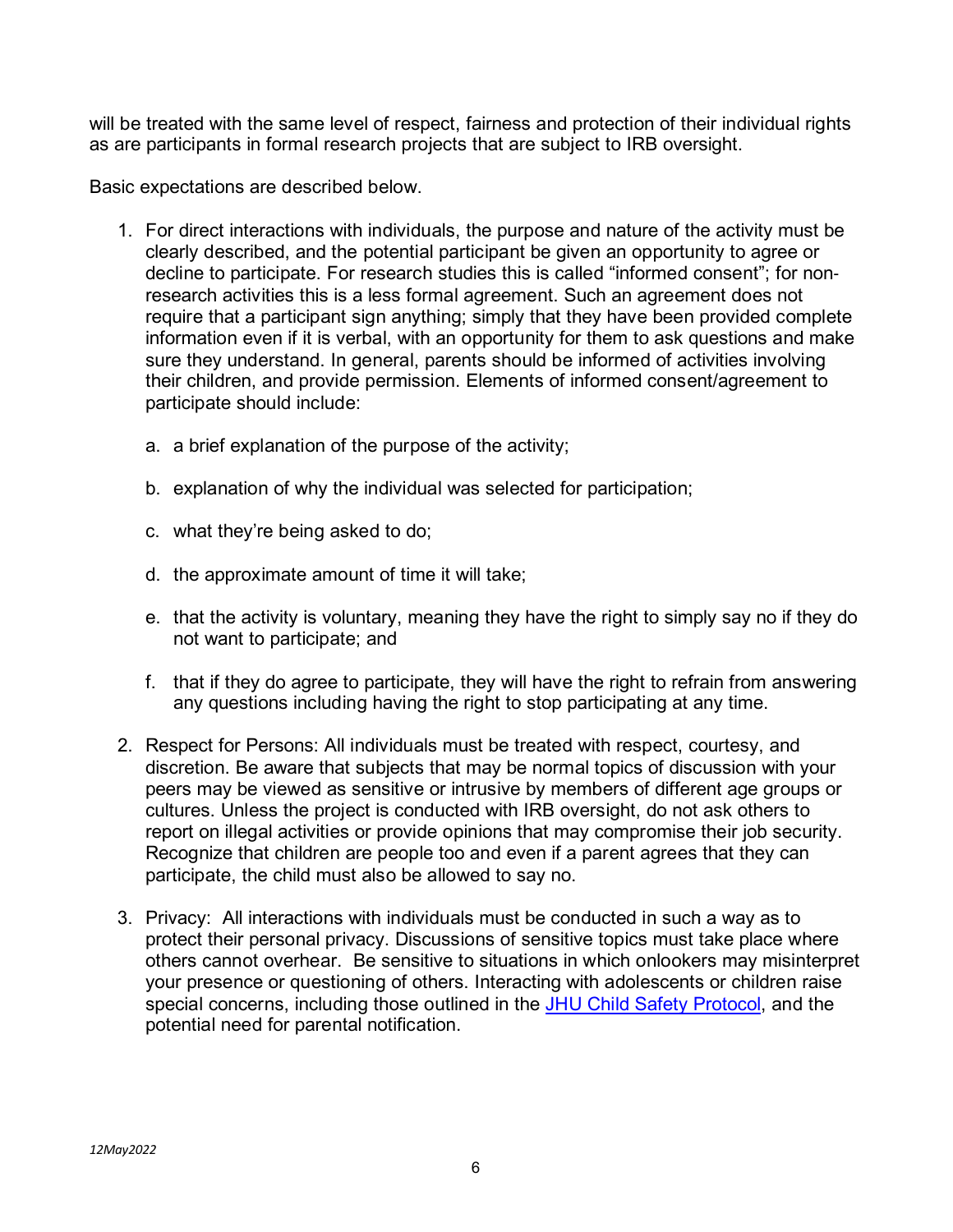will be treated with the same level of respect, fairness and protection of their individual rights as are participants in formal research projects that are subject to IRB oversight.

Basic expectations are described below.

1. For direct interactions with individuals, the purpose and nature of the activity must be clearly described, and the potential participant be given an opportunity to agree or decline to participate. For research studies this is called "informed consent"; for non-research activities this is a less formal agreement. Such an agreement does not require that a participant sign anything; simply that they have been provided complete information even if it is verbal, with an opportunity for them to ask questions and make sure they understand. In general, parents should be informed of activities involving their children, and provide permission. Elements of informed consent/agreement to participate should include:

    a. a brief explanation of the purpose of the activity;

    b. explanation of why the individual was selected for participation;

    c. what they're being asked to do;

    d. the approximate amount of time it will take;

    e. that the activity is voluntary, meaning they have the right to simply say no if they do not want to participate; and

    f. that if they do agree to participate, they will have the right to refrain from answering any questions including having the right to stop participating at any time.

2. Respect for Persons: All individuals must be treated with respect, courtesy, and discretion. Be aware that subjects that may be normal topics of discussion with your peers may be viewed as sensitive or intrusive by members of different age groups or cultures. Unless the project is conducted with IRB oversight, do not ask others to report on illegal activities or provide opinions that may compromise their job security. Recognize that children are people too and even if a parent agrees that they can participate, the child must also be allowed to say no.

3. Privacy: All interactions with individuals must be conducted in such a way as to protect their personal privacy. Discussions of sensitive topics must take place where others cannot overhear. Be sensitive to situations in which onlookers may misinterpret your presence or questioning of others. Interacting with adolescents or children raise special concerns, including those outlined in the [JHU Child Safety Protocol](), and the potential need for parental notification.

*12May2022*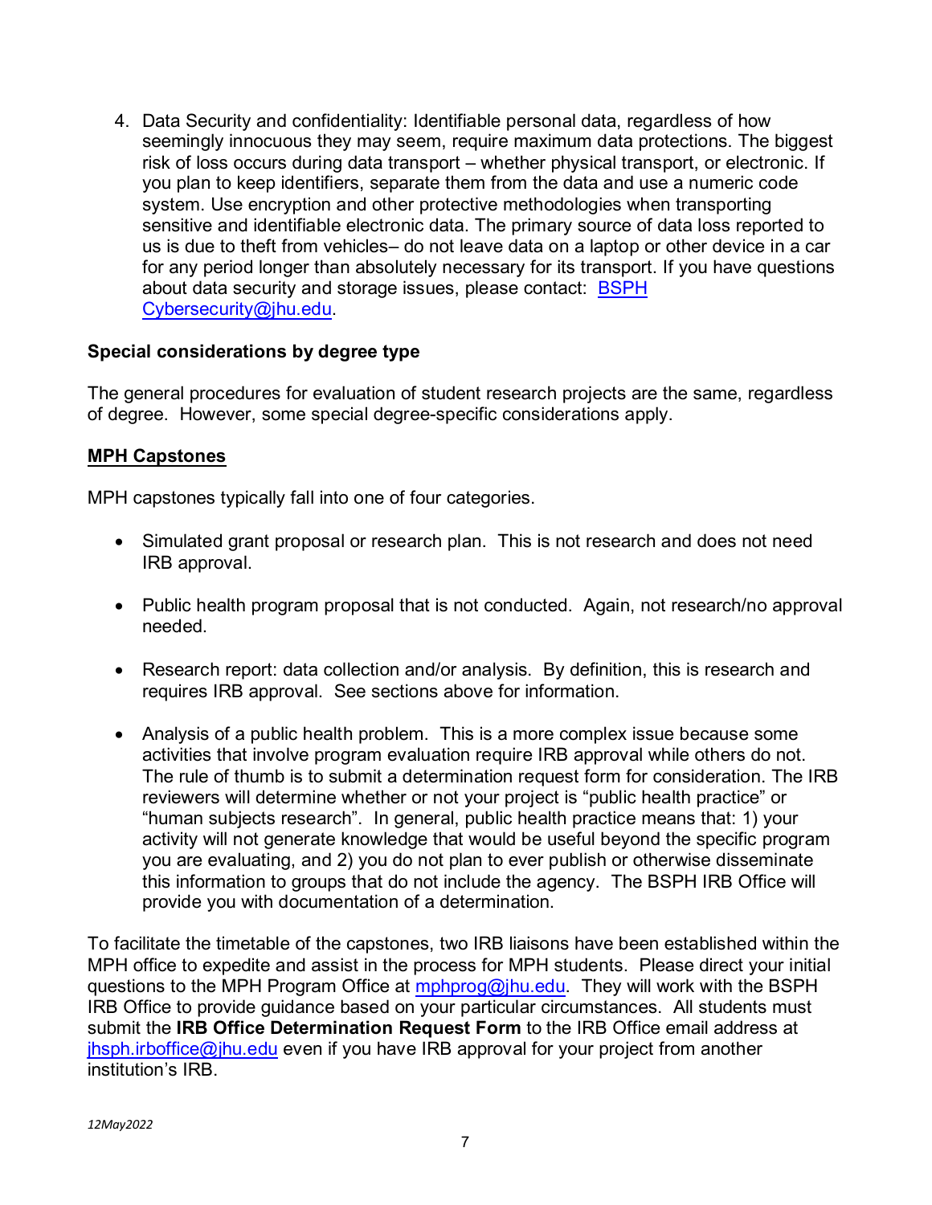4. Data Security and confidentiality: Identifiable personal data, regardless of how seemingly innocuous they may seem, require maximum data protections. The biggest risk of loss occurs during data transport – whether physical transport, or electronic. If you plan to keep identifiers, separate them from the data and use a numeric code system. Use encryption and other protective methodologies when transporting sensitive and identifiable electronic data. The primary source of data loss reported to us is due to theft from vehicles– do not leave data on a laptop or other device in a car for any period longer than absolutely necessary for its transport. If you have questions about data security and storage issues, please contact: [BSPH Cybersecurity@jhu.edu](mailto:BSPHCybersecurity@jhu.edu).

**Special considerations by degree type**

The general procedures for evaluation of student research projects are the same, regardless of degree. However, some special degree-specific considerations apply.

**MPH Capstones**

MPH capstones typically fall into one of four categories.

- Simulated grant proposal or research plan. This is not research and does not need IRB approval.
- Public health program proposal that is not conducted. Again, not research/no approval needed.
- Research report: data collection and/or analysis. By definition, this is research and requires IRB approval. See sections above for information.
- Analysis of a public health problem. This is a more complex issue because some activities that involve program evaluation require IRB approval while others do not. The rule of thumb is to submit a determination request form for consideration. The IRB reviewers will determine whether or not your project is "public health practice" or "human subjects research". In general, public health practice means that: 1) your activity will not generate knowledge that would be useful beyond the specific program you are evaluating, and 2) you do not plan to ever publish or otherwise disseminate this information to groups that do not include the agency. The BSPH IRB Office will provide you with documentation of a determination.

To facilitate the timetable of the capstones, two IRB liaisons have been established within the MPH office to expedite and assist in the process for MPH students. Please direct your initial questions to the MPH Program Office at [mphprog@jhu.edu](mailto:mphprog@jhu.edu). They will work with the BSPH IRB Office to provide guidance based on your particular circumstances. All students must submit the **IRB Office Determination Request Form** to the IRB Office email address at [jhsph.irboffice@jhu.edu](mailto:jhsph.irboffice@jhu.edu) even if you have IRB approval for your project from another institution's IRB.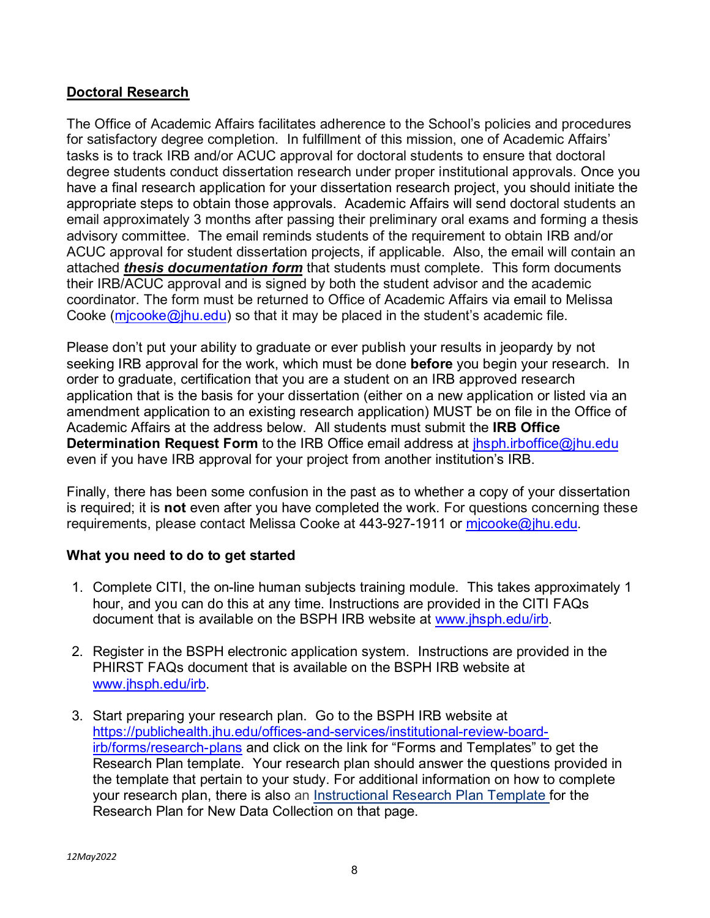## **Doctoral Research**

The Office of Academic Affairs facilitates adherence to the School's policies and procedures for satisfactory degree completion. In fulfillment of this mission, one of Academic Affairs' tasks is to track IRB and/or ACUC approval for doctoral students to ensure that doctoral degree students conduct dissertation research under proper institutional approvals. Once you have a final research application for your dissertation research project, you should initiate the appropriate steps to obtain those approvals. Academic Affairs will send doctoral students an email approximately 3 months after passing their preliminary oral exams and forming a thesis advisory committee. The email reminds students of the requirement to obtain IRB and/or ACUC approval for student dissertation projects, if applicable. Also, the email will contain an attached ***thesis documentation form*** that students must complete. This form documents their IRB/ACUC approval and is signed by both the student advisor and the academic coordinator. The form must be returned to Office of Academic Affairs via email to Melissa Cooke (mjcooke@jhu.edu) so that it may be placed in the student's academic file.

Please don't put your ability to graduate or ever publish your results in jeopardy by not seeking IRB approval for the work, which must be done **before** you begin your research. In order to graduate, certification that you are a student on an IRB approved research application that is the basis for your dissertation (either on a new application or listed via an amendment application to an existing research application) MUST be on file in the Office of Academic Affairs at the address below. All students must submit the **IRB Office Determination Request Form** to the IRB Office email address at jhsph.irboffice@jhu.edu even if you have IRB approval for your project from another institution's IRB.

Finally, there has been some confusion in the past as to whether a copy of your dissertation is required; it is **not** even after you have completed the work. For questions concerning these requirements, please contact Melissa Cooke at 443-927-1911 or mjcooke@jhu.edu.

### **What you need to do to get started**

1. Complete CITI, the on-line human subjects training module. This takes approximately 1 hour, and you can do this at any time. Instructions are provided in the CITI FAQs document that is available on the BSPH IRB website at www.jhsph.edu/irb.

2. Register in the BSPH electronic application system. Instructions are provided in the PHIRST FAQs document that is available on the BSPH IRB website at www.jhsph.edu/irb.

3. Start preparing your research plan. Go to the BSPH IRB website at https://publichealth.jhu.edu/offices-and-services/institutional-review-board-irb/forms/research-plans and click on the link for "Forms and Templates" to get the Research Plan template. Your research plan should answer the questions provided in the template that pertain to your study. For additional information on how to complete your research plan, there is also an Instructional Research Plan Template for the Research Plan for New Data Collection on that page.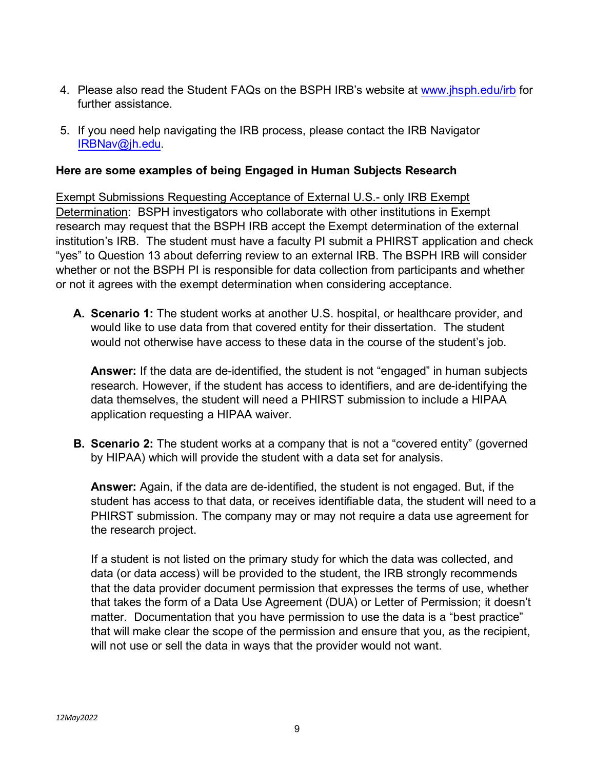4. Please also read the Student FAQs on the BSPH IRB's website at [www.jhsph.edu/irb](http://www.jhsph.edu/irb) for further assistance.

5. If you need help navigating the IRB process, please contact the IRB Navigator [IRBNav@jh.edu](mailto:IRBNav@jh.edu).

**Here are some examples of being Engaged in Human Subjects Research**

<u>Exempt Submissions Requesting Acceptance of External U.S.- only IRB Exempt Determination</u>: BSPH investigators who collaborate with other institutions in Exempt research may request that the BSPH IRB accept the Exempt determination of the external institution's IRB. The student must have a faculty PI submit a PHIRST application and check "yes" to Question 13 about deferring review to an external IRB. The BSPH IRB will consider whether or not the BSPH PI is responsible for data collection from participants and whether or not it agrees with the exempt determination when considering acceptance.

**A. Scenario 1:** The student works at another U.S. hospital, or healthcare provider, and would like to use data from that covered entity for their dissertation. The student would not otherwise have access to these data in the course of the student's job.

   **Answer:** If the data are de-identified, the student is not "engaged" in human subjects research. However, if the student has access to identifiers, and are de-identifying the data themselves, the student will need a PHIRST submission to include a HIPAA application requesting a HIPAA waiver.

**B. Scenario 2:** The student works at a company that is not a "covered entity" (governed by HIPAA) which will provide the student with a data set for analysis.

   **Answer:** Again, if the data are de-identified, the student is not engaged. But, if the student has access to that data, or receives identifiable data, the student will need to a PHIRST submission. The company may or may not require a data use agreement for the research project.

   If a student is not listed on the primary study for which the data was collected, and data (or data access) will be provided to the student, the IRB strongly recommends that the data provider document permission that expresses the terms of use, whether that takes the form of a Data Use Agreement (DUA) or Letter of Permission; it doesn't matter. Documentation that you have permission to use the data is a "best practice" that will make clear the scope of the permission and ensure that you, as the recipient, will not use or sell the data in ways that the provider would not want.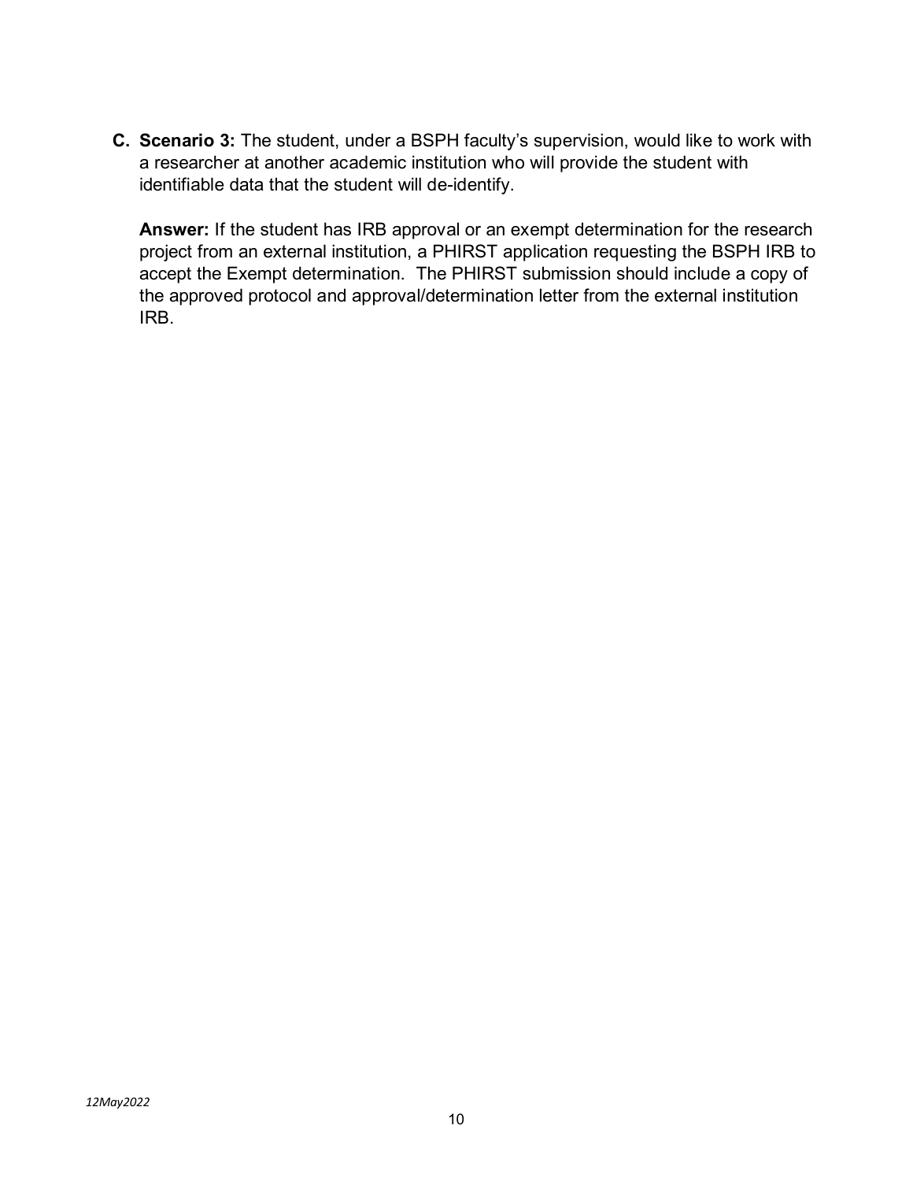C. **Scenario 3:** The student, under a BSPH faculty's supervision, would like to work with a researcher at another academic institution who will provide the student with identifiable data that the student will de-identify.

   **Answer:** If the student has IRB approval or an exempt determination for the research project from an external institution, a PHIRST application requesting the BSPH IRB to accept the Exempt determination. The PHIRST submission should include a copy of the approved protocol and approval/determination letter from the external institution IRB.